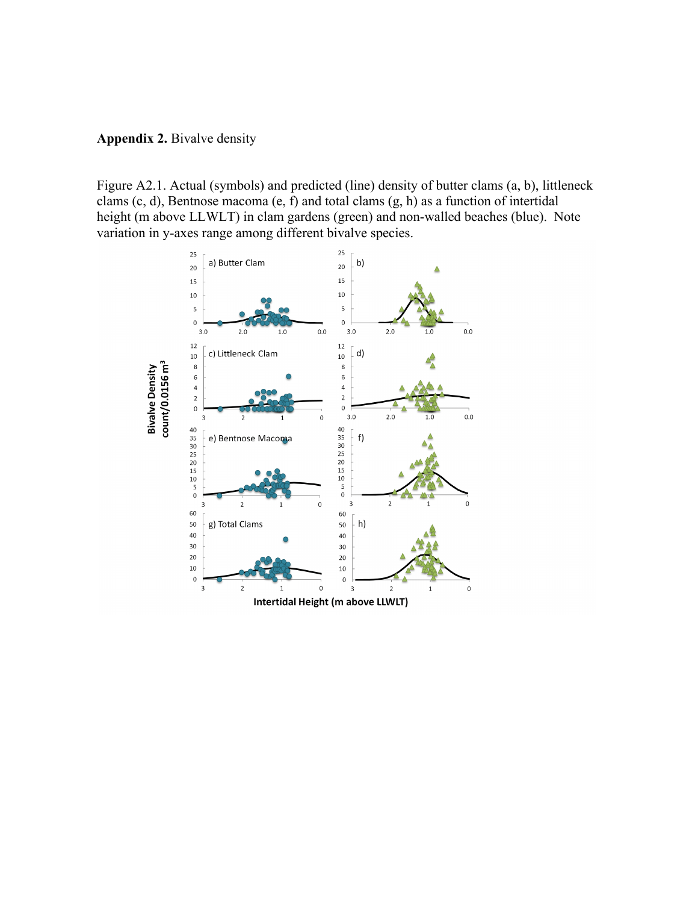**Appendix 2.** Bivalve density

Figure A2.1. Actual (symbols) and predicted (line) density of butter clams (a, b), littleneck clams (c, d), Bentnose macoma (e, f) and total clams (g, h) as a function of intertidal height (m above LLWLT) in clam gardens (green) and non-walled beaches (blue). Note variation in y-axes range among different bivalve species.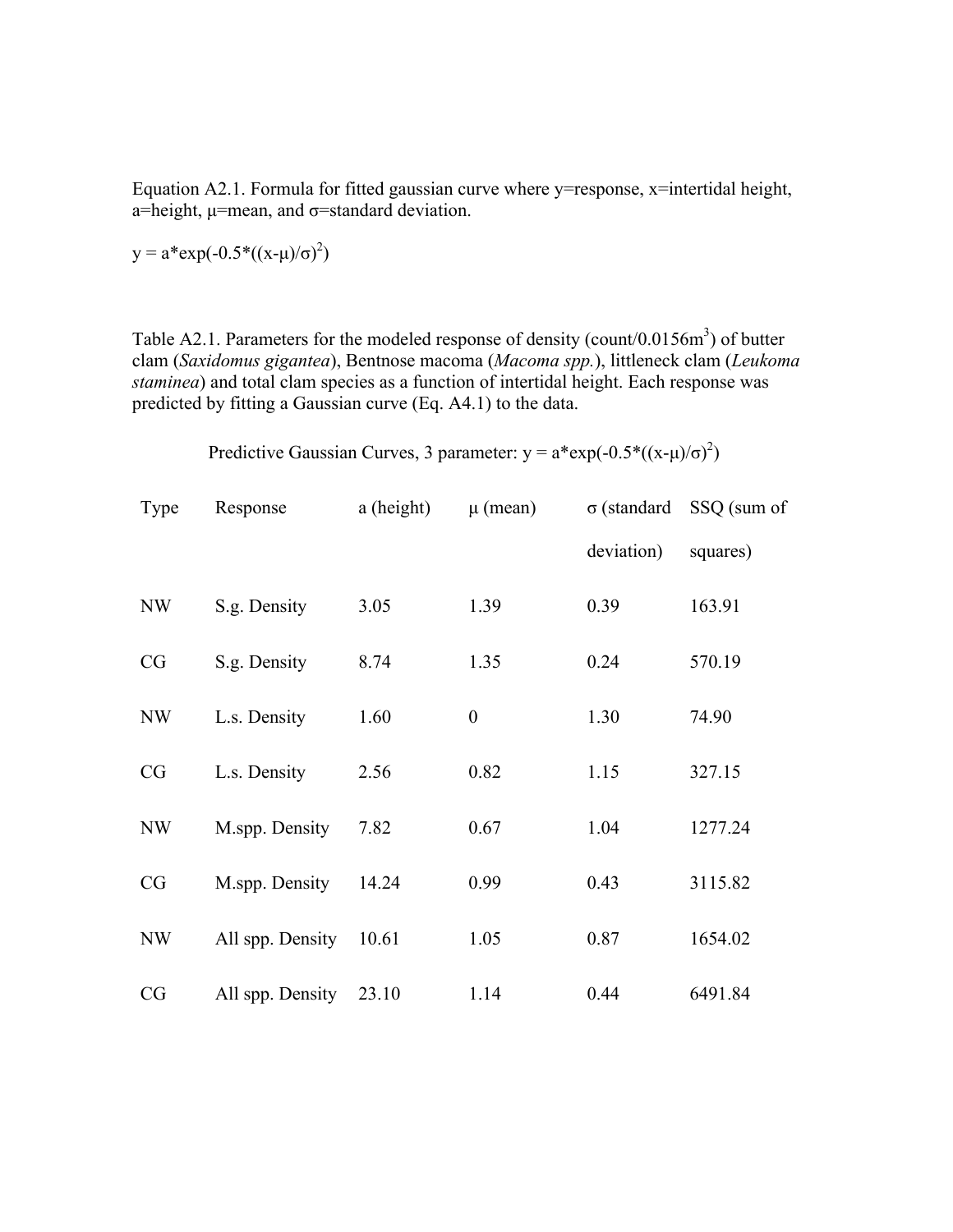Equation A2.1. Formula for fitted gaussian curve where y=response, x=intertidal height, a=height, μ=mean, and σ=standard deviation.

$$y = a \cdot \exp(-0.5 \cdot ((x-\mu)/\sigma)^2)$$

Table A2.1. Parameters for the modeled response of density (count/0.0156m$^3$) of butter clam (*Saxidomus gigantea*), Bentnose macoma (*Macoma spp.*), littleneck clam (*Leukoma staminea*) and total clam species as a function of intertidal height. Each response was predicted by fitting a Gaussian curve (Eq. A4.1) to the data.

Predictive Gaussian Curves, 3 parameter: $y = a \cdot \exp(-0.5 \cdot ((x-\mu)/\sigma)^2)$

| Type | Response | a (height) | μ (mean) | σ (standard deviation) | SSQ (sum of squares) |
|---|---|---|---|---|---|
| NW | S.g. Density | 3.05 | 1.39 | 0.39 | 163.91 |
| CG | S.g. Density | 8.74 | 1.35 | 0.24 | 570.19 |
| NW | L.s. Density | 1.60 | 0 | 1.30 | 74.90 |
| CG | L.s. Density | 2.56 | 0.82 | 1.15 | 327.15 |
| NW | M.spp. Density | 7.82 | 0.67 | 1.04 | 1277.24 |
| CG | M.spp. Density | 14.24 | 0.99 | 0.43 | 3115.82 |
| NW | All spp. Density | 10.61 | 1.05 | 0.87 | 1654.02 |
| CG | All spp. Density | 23.10 | 1.14 | 0.44 | 6491.84 |